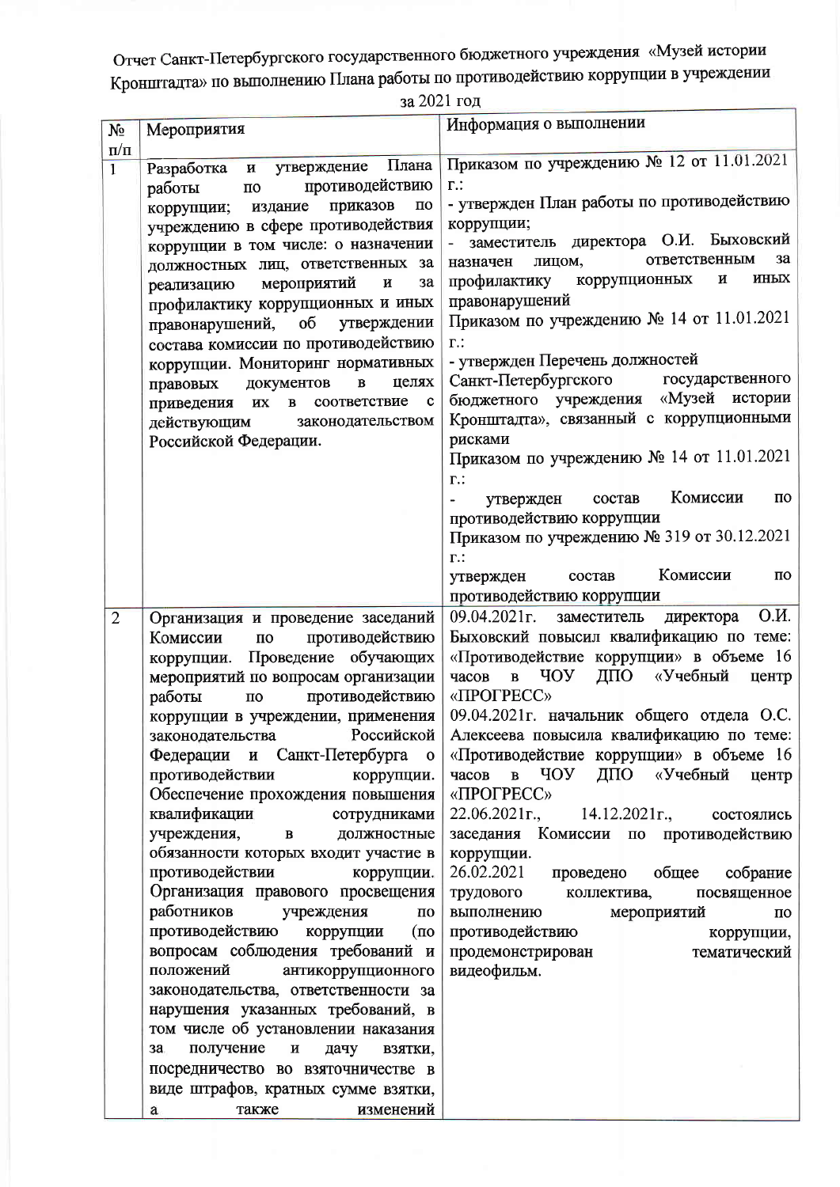Отчет Санкт-Петербургского государственного бюджетного учреждения «Музей истории Кронштадта» по выполнению Плана работы по противодействию коррупции в учреждении за 2021 год

| № п/п | Мероприятия | Информация о выполнении |
|---|---|---|
| 1 | Разработка и утверждение Плана работы по противодействию коррупции; издание приказов по учреждению в сфере противодействия коррупции в том числе: о назначении должностных лиц, ответственных за реализацию мероприятий и за профилактику коррупционных и иных правонарушений, об утверждении состава комиссии по противодействию коррупции. Мониторинг нормативных правовых документов в целях приведения их в соответствие с действующим законодательством Российской Федерации. | Приказом по учреждению № 12 от 11.01.2021 г.:<br>- утвержден План работы по противодействию коррупции;<br>- заместитель директора О.И. Быховский назначен лицом, ответственным за профилактику коррупционных и иных правонарушений<br>Приказом по учреждению № 14 от 11.01.2021 г.:<br>- утвержден Перечень должностей Санкт-Петербургского государственного бюджетного учреждения «Музей истории Кронштадта», связанный с коррупционными рисками<br>Приказом по учреждению № 14 от 11.01.2021 г.:<br>- утвержден состав Комиссии по противодействию коррупции<br>Приказом по учреждению № 319 от 30.12.2021 г.:<br>утвержден состав Комиссии по противодействию коррупции |
| 2 | Организация и проведение заседаний Комиссии по противодействию коррупции. Проведение обучающих мероприятий по вопросам организации работы по противодействию коррупции в учреждении, применения законодательства Российской Федерации и Санкт-Петербурга о противодействии коррупции. Обеспечение прохождения повышения квалификации сотрудниками учреждения, в должностные обязанности которых входит участие в противодействии коррупции. Организация правового просвещения работников учреждения по противодействию коррупции (по вопросам соблюдения требований и положений антикоррупционного законодательства, ответственности за нарушения указанных требований, в том числе об установлении наказания за получение и дачу взятки, посредничество во взяточничестве в виде штрафов, кратных сумме взятки, а также изменений | 09.04.2021г. заместитель директора О.И. Быховский повысил квалификацию по теме: «Противодействие коррупции» в объеме 16 часов в ЧОУ ДПО «Учебный центр «ПРОГРЕСС»<br>09.04.2021г. начальник общего отдела О.С. Алексеева повысила квалификацию по теме: «Противодействие коррупции» в объеме 16 часов в ЧОУ ДПО «Учебный центр «ПРОГРЕСС»<br>22.06.2021г., 14.12.2021г., состоялись заседания Комиссии по противодействию коррупции.<br>26.02.2021 проведено общее собрание трудового коллектива, посвященное выполнению мероприятий по противодействию коррупции, продемонстрирован тематический видеофильм. |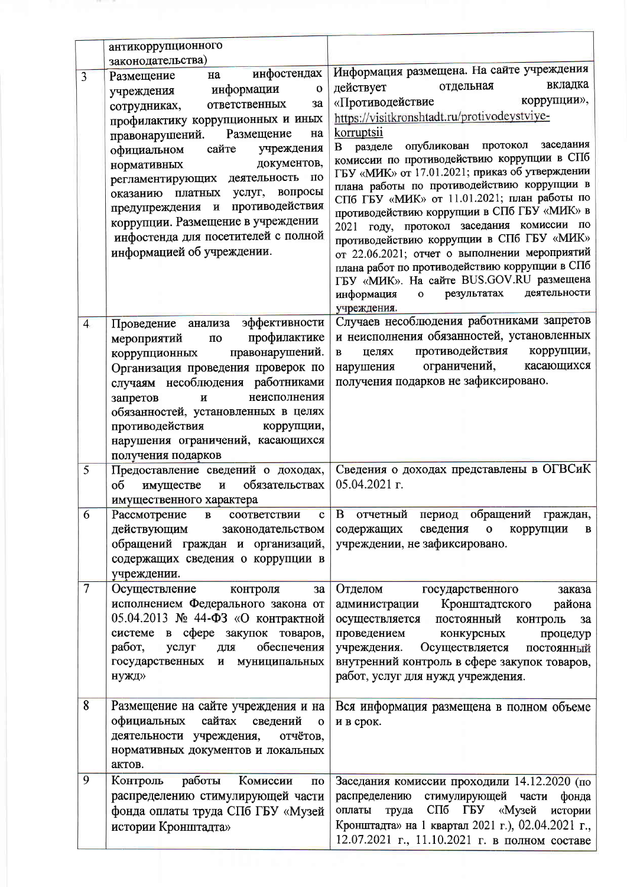| | | |
|---|---|---|
| | антикоррупционного законодательства) | |
| 3 | Размещение на инфостендах учреждения информации о сотрудниках, ответственных за профилактику коррупционных и иных правонарушений. Размещение на официальном сайте учреждения нормативных документов, регламентирующих деятельность по оказанию платных услуг, вопросы предупреждения и противодействия коррупции. Размещение в учреждении инфостенда для посетителей с полной информацией об учреждении. | Информация размещена. На сайте учреждения действует отдельная вкладка «Противодействие коррупции», https://visitkronshtadt.ru/protivodeystviye-korruptsii В разделе опубликован протокол заседания комиссии по противодействию коррупции в СПб ГБУ «МИК» от 17.01.2021; приказ об утверждении плана работы по противодействию коррупции в СПб ГБУ «МИК» от 11.01.2021; план работы по противодействию коррупции в СПб ГБУ «МИК» в 2021 году, протокол заседания комиссии по противодействию коррупции в СПб ГБУ «МИК» от 22.06.2021; отчет о выполнении мероприятий плана работ по противодействию коррупции в СПб ГБУ «МИК». На сайте BUS.GOV.RU размещена информация о результатах деятельности учреждения. |
| 4 | Проведение анализа эффективности мероприятий по профилактике коррупционных правонарушений. Организация проведения проверок по случаям несоблюдения работниками запретов и неисполнения обязанностей, установленных в целях противодействия коррупции, нарушения ограничений, касающихся получения подарков | Случаев несоблюдения работниками запретов и неисполнения обязанностей, установленных в целях противодействия коррупции, нарушения ограничений, касающихся получения подарков не зафиксировано. |
| 5 | Предоставление сведений о доходах, об имуществе и обязательствах имущественного характера | Сведения о доходах представлены в ОГВСиК 05.04.2021 г. |
| 6 | Рассмотрение в соответствии с действующим законодательством обращений граждан и организаций, содержащих сведения о коррупции в учреждении. | В отчетный период обращений граждан, содержащих сведения о коррупции в учреждении, не зафиксировано. |
| 7 | Осуществление контроля за исполнением Федерального закона от 05.04.2013 № 44-ФЗ «О контрактной системе в сфере закупок товаров, работ, услуг для обеспечения государственных и муниципальных нужд» | Отделом государственного заказа администрации Кронштадтского района осуществляется постоянный контроль за проведением конкурсных процедур учреждения. Осуществляется постоянный внутренний контроль в сфере закупок товаров, работ, услуг для нужд учреждения. |
| 8 | Размещение на сайте учреждения и на официальных сайтах сведений о деятельности учреждения, отчётов, нормативных документов и локальных актов. | Вся информация размещена в полном объеме и в срок. |
| 9 | Контроль работы Комиссии по распределению стимулирующей части фонда оплаты труда СПб ГБУ «Музей истории Кронштадта» | Заседания комиссии проходили 14.12.2020 (по распределению стимулирующей части фонда оплаты труда СПб ГБУ «Музей истории Кронштадта» на 1 квартал 2021 г.), 02.04.2021 г., 12.07.2021 г., 11.10.2021 г. в полном составе |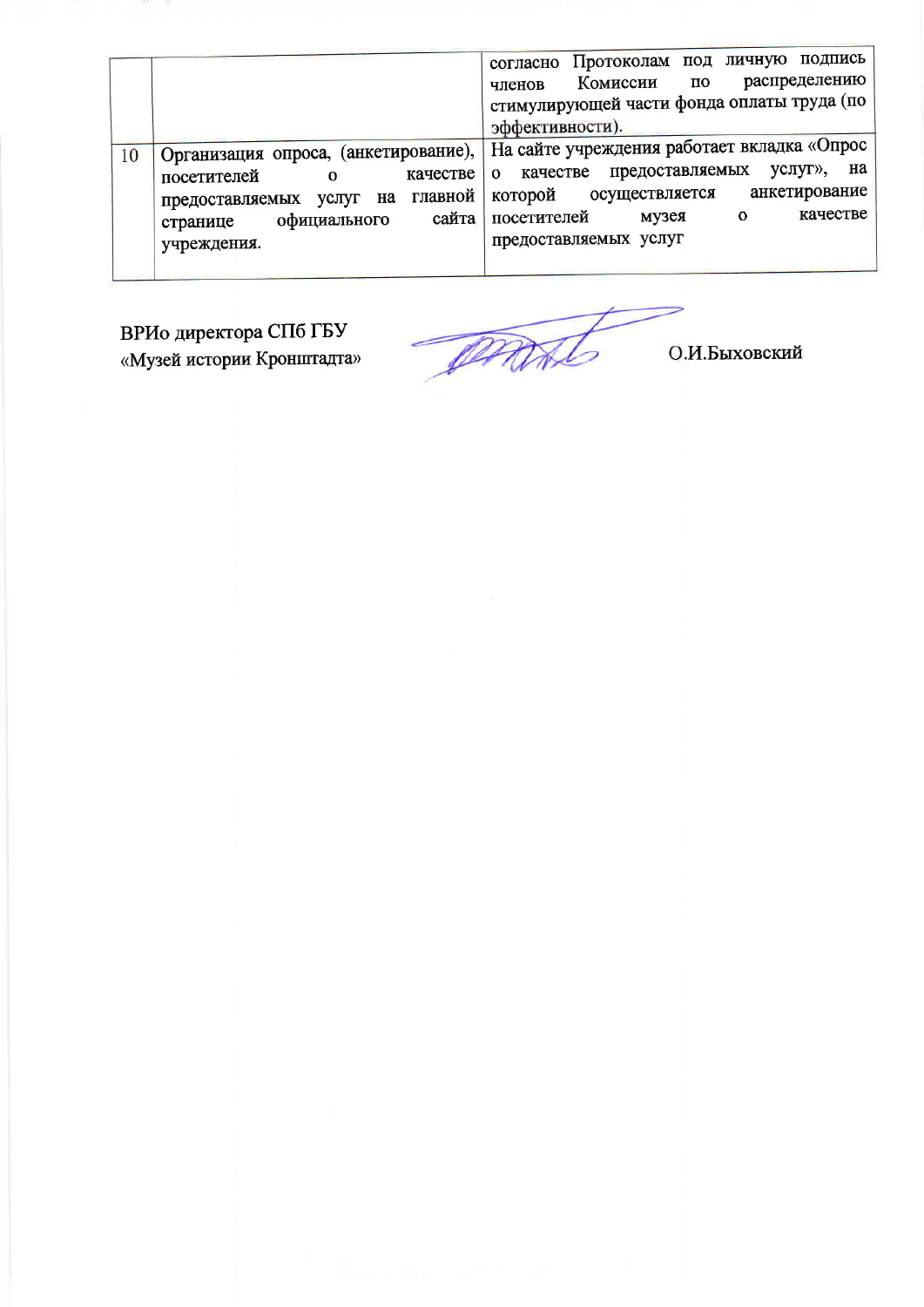| | | |
|---|---|---|
| | | согласно Протоколам под личную подпись членов Комиссии по распределению стимулирующей части фонда оплаты труда (по эффективности). |
| 10 | Организация опроса, (анкетирование), посетителей о качестве предоставляемых услуг на главной странице официального сайта учреждения. | На сайте учреждения работает вкладка «Опрос о качестве предоставляемых услуг», на которой осуществляется анкетирование посетителей музея о качестве предоставляемых услуг |

ВРИо директора СПб ГБУ
«Музей истории Кронштадта»

О.И.Быховский